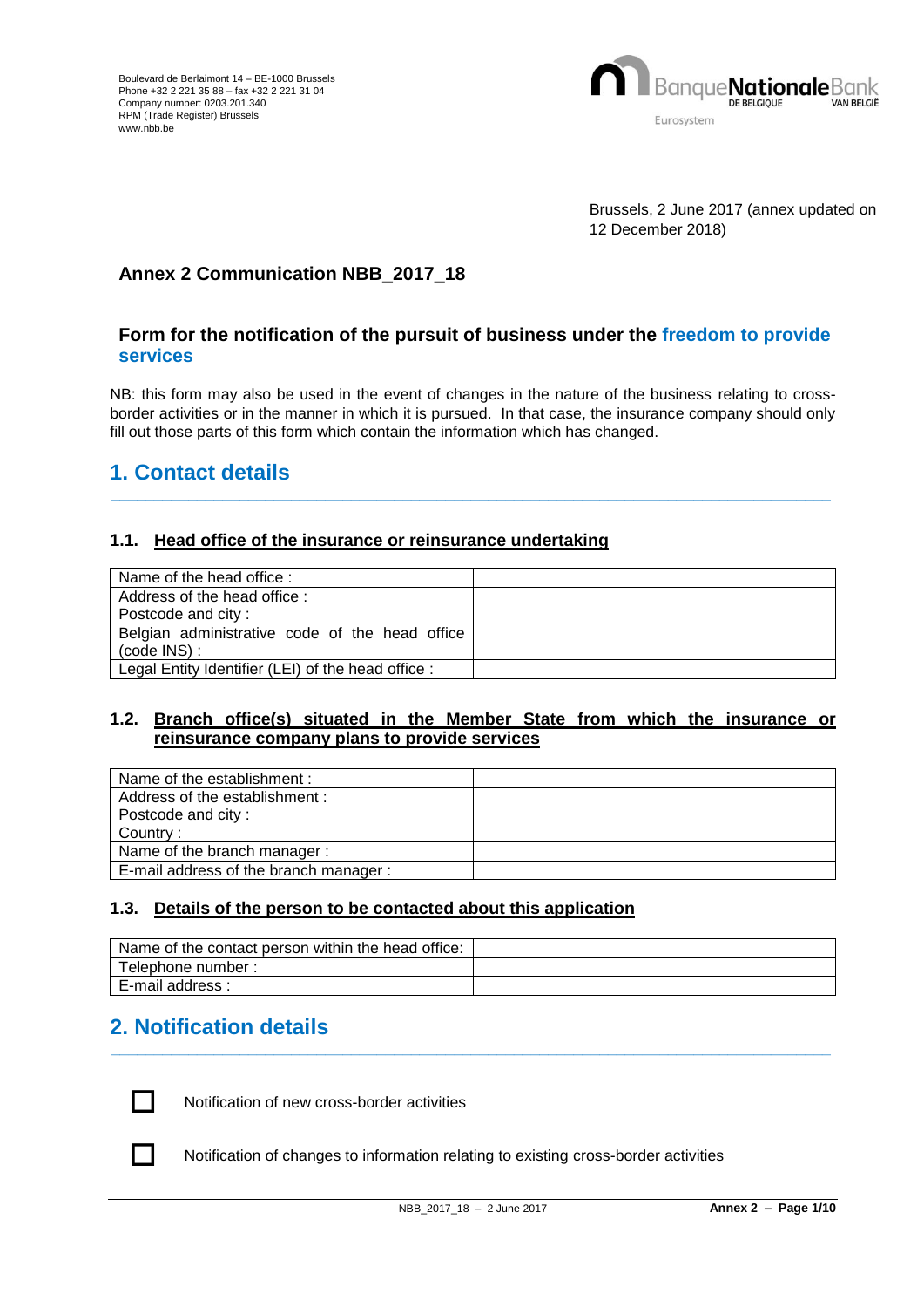Boulevard de Berlaimont 14 – BE-1000 Brussels
Phone +32 2 221 35 88 – fax +32 2 221 31 04
Company number: 0203.201.340
RPM (Trade Register) Brussels
www.nbb.be

Brussels, 2 June 2017 (annex updated on 12 December 2018)

**Annex 2 Communication NBB_2017_18**

## Form for the notification of the pursuit of business under the freedom to provide services

NB: this form may also be used in the event of changes in the nature of the business relating to cross-border activities or in the manner in which it is pursued. In that case, the insurance company should only fill out those parts of this form which contain the information which has changed.

# 1. Contact details

### 1.1. Head office of the insurance or reinsurance undertaking

| | |
|---|---|
| Name of the head office : | |
| Address of the head office :<br>Postcode and city : | |
| Belgian administrative code of the head office (code INS) : | |
| Legal Entity Identifier (LEI) of the head office : | |

### 1.2. Branch office(s) situated in the Member State from which the insurance or reinsurance company plans to provide services

| | |
|---|---|
| Name of the establishment : | |
| Address of the establishment :<br>Postcode and city :<br>Country : | |
| Name of the branch manager : | |
| E-mail address of the branch manager : | |

### 1.3. Details of the person to be contacted about this application

| | |
|---|---|
| Name of the contact person within the head office: | |
| Telephone number : | |
| E-mail address : | |

# 2. Notification details

☐ Notification of new cross-border activities

☐ Notification of changes to information relating to existing cross-border activities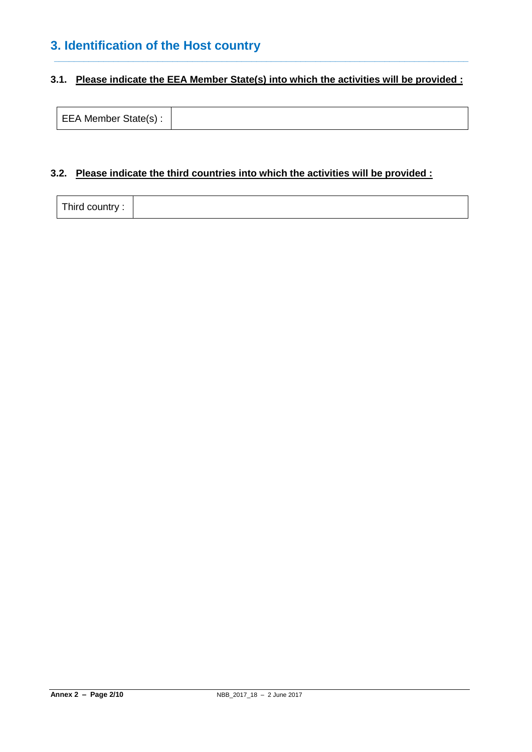## 3. Identification of the Host country

### 3.1. Please indicate the EEA Member State(s) into which the activities will be provided :

| EEA Member State(s) : | |
|---|---|

### 3.2. Please indicate the third countries into which the activities will be provided :

| Third country : | |
|---|---|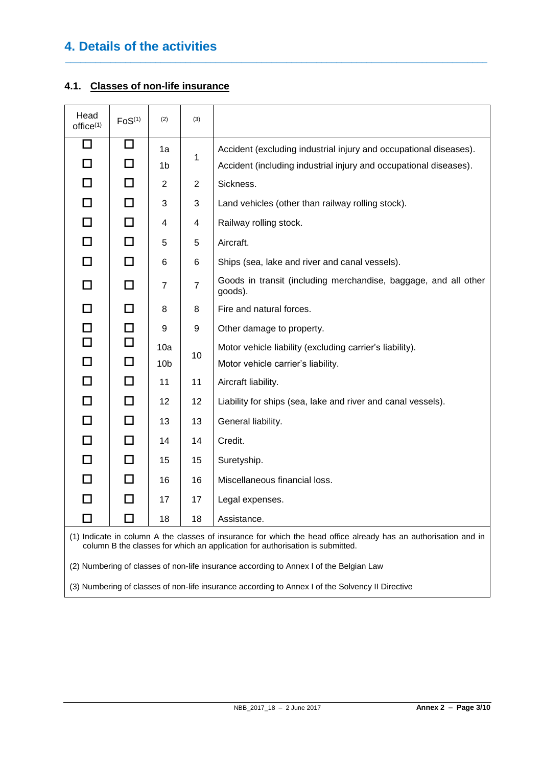## 4. Details of the activities

### 4.1. Classes of non-life insurance

| Head office[1] | FoS[1] | (2) | (3) | |
|---|---|---|---|---|
| ☐ | ☐ | 1a | 1 | Accident (excluding industrial injury and occupational diseases). |
| ☐ | ☐ | 1b | | Accident (including industrial injury and occupational diseases). |
| ☐ | ☐ | 2 | 2 | Sickness. |
| ☐ | ☐ | 3 | 3 | Land vehicles (other than railway rolling stock). |
| ☐ | ☐ | 4 | 4 | Railway rolling stock. |
| ☐ | ☐ | 5 | 5 | Aircraft. |
| ☐ | ☐ | 6 | 6 | Ships (sea, lake and river and canal vessels). |
| ☐ | ☐ | 7 | 7 | Goods in transit (including merchandise, baggage, and all other goods). |
| ☐ | ☐ | 8 | 8 | Fire and natural forces. |
| ☐ | ☐ | 9 | 9 | Other damage to property. |
| ☐ | ☐ | 10a | 10 | Motor vehicle liability (excluding carrier's liability). |
| ☐ | ☐ | 10b | | Motor vehicle carrier's liability. |
| ☐ | ☐ | 11 | 11 | Aircraft liability. |
| ☐ | ☐ | 12 | 12 | Liability for ships (sea, lake and river and canal vessels). |
| ☐ | ☐ | 13 | 13 | General liability. |
| ☐ | ☐ | 14 | 14 | Credit. |
| ☐ | ☐ | 15 | 15 | Suretyship. |
| ☐ | ☐ | 16 | 16 | Miscellaneous financial loss. |
| ☐ | ☐ | 17 | 17 | Legal expenses. |
| ☐ | ☐ | 18 | 18 | Assistance. |

(1) Indicate in column A the classes of insurance for which the head office already has an authorisation and in column B the classes for which an application for authorisation is submitted.

(2) Numbering of classes of non-life insurance according to Annex I of the Belgian Law

(3) Numbering of classes of non-life insurance according to Annex I of the Solvency II Directive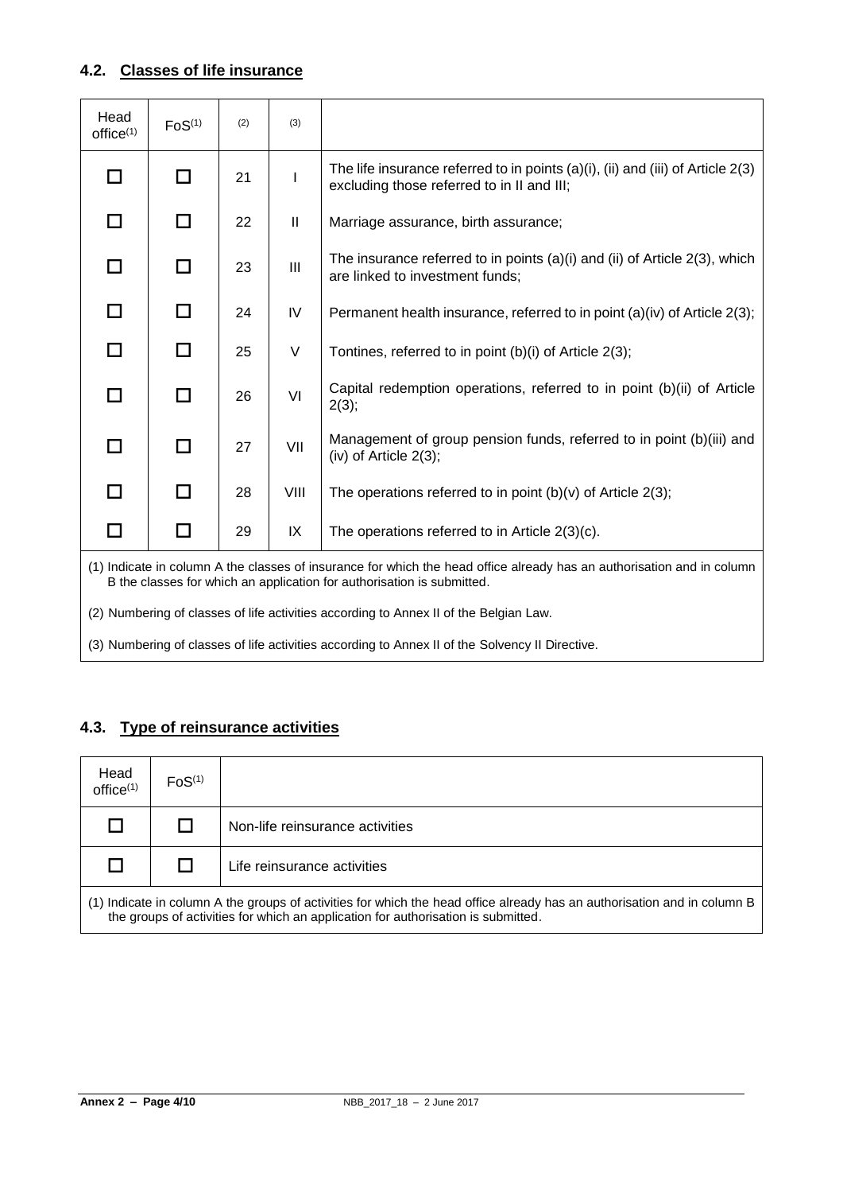## 4.2. Classes of life insurance

| Head office[1] | FoS[1] | [2] | [3] | |
|---|---|---|---|---|
| ☐ | ☐ | 21 | I | The life insurance referred to in points (a)(i), (ii) and (iii) of Article 2(3) excluding those referred to in II and III; |
| ☐ | ☐ | 22 | II | Marriage assurance, birth assurance; |
| ☐ | ☐ | 23 | III | The insurance referred to in points (a)(i) and (ii) of Article 2(3), which are linked to investment funds; |
| ☐ | ☐ | 24 | IV | Permanent health insurance, referred to in point (a)(iv) of Article 2(3); |
| ☐ | ☐ | 25 | V | Tontines, referred to in point (b)(i) of Article 2(3); |
| ☐ | ☐ | 26 | VI | Capital redemption operations, referred to in point (b)(ii) of Article 2(3); |
| ☐ | ☐ | 27 | VII | Management of group pension funds, referred to in point (b)(iii) and (iv) of Article 2(3); |
| ☐ | ☐ | 28 | VIII | The operations referred to in point (b)(v) of Article 2(3); |
| ☐ | ☐ | 29 | IX | The operations referred to in Article 2(3)(c). |

(1) Indicate in column A the classes of insurance for which the head office already has an authorisation and in column B the classes for which an application for authorisation is submitted.

(2) Numbering of classes of life activities according to Annex II of the Belgian Law.

(3) Numbering of classes of life activities according to Annex II of the Solvency II Directive.

## 4.3. Type of reinsurance activities

| Head office[1] | FoS[1] | |
|---|---|---|
| ☐ | ☐ | Non-life reinsurance activities |
| ☐ | ☐ | Life reinsurance activities |

(1) Indicate in column A the groups of activities for which the head office already has an authorisation and in column B the groups of activities for which an application for authorisation is submitted.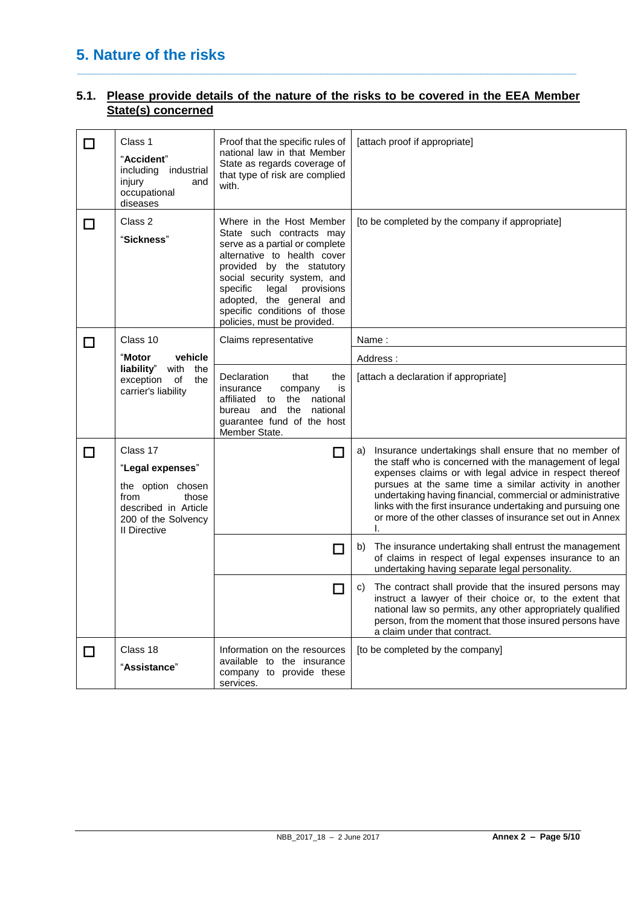## 5. Nature of the risks

### 5.1. Please provide details of the nature of the risks to be covered in the EEA Member State(s) concerned

| | | | |
|---|---|---|---|
| ☐ | Class 1<br>"**Accident**" including industrial injury and occupational diseases | Proof that the specific rules of national law in that Member State as regards coverage of that type of risk are complied with. | [attach proof if appropriate] |
| ☐ | Class 2<br>"**Sickness**" | Where in the Host Member State such contracts may serve as a partial or complete alternative to health cover provided by the statutory social security system, and specific legal provisions adopted, the general and specific conditions of those policies, must be provided. | [to be completed by the company if appropriate] |
| ☐ | Class 10<br>"**Motor vehicle liability**" with the exception of the carrier's liability | Claims representative | Name :<br>Address : |
| | | Declaration that the insurance company is affiliated to the national bureau and the national guarantee fund of the host Member State. | [attach a declaration if appropriate] |
| ☐ | Class 17<br>"**Legal expenses**"<br>the option chosen from those described in Article 200 of the Solvency II Directive | ☐ | a) Insurance undertakings shall ensure that no member of the staff who is concerned with the management of legal expenses claims or with legal advice in respect thereof pursues at the same time a similar activity in another undertaking having financial, commercial or administrative links with the first insurance undertaking and pursuing one or more of the other classes of insurance set out in Annex I. |
| | | ☐ | b) The insurance undertaking shall entrust the management of claims in respect of legal expenses insurance to an undertaking having separate legal personality. |
| | | ☐ | c) The contract shall provide that the insured persons may instruct a lawyer of their choice or, to the extent that national law so permits, any other appropriately qualified person, from the moment that those insured persons have a claim under that contract. |
| ☐ | Class 18<br>"**Assistance**" | Information on the resources available to the insurance company to provide these services. | [to be completed by the company] |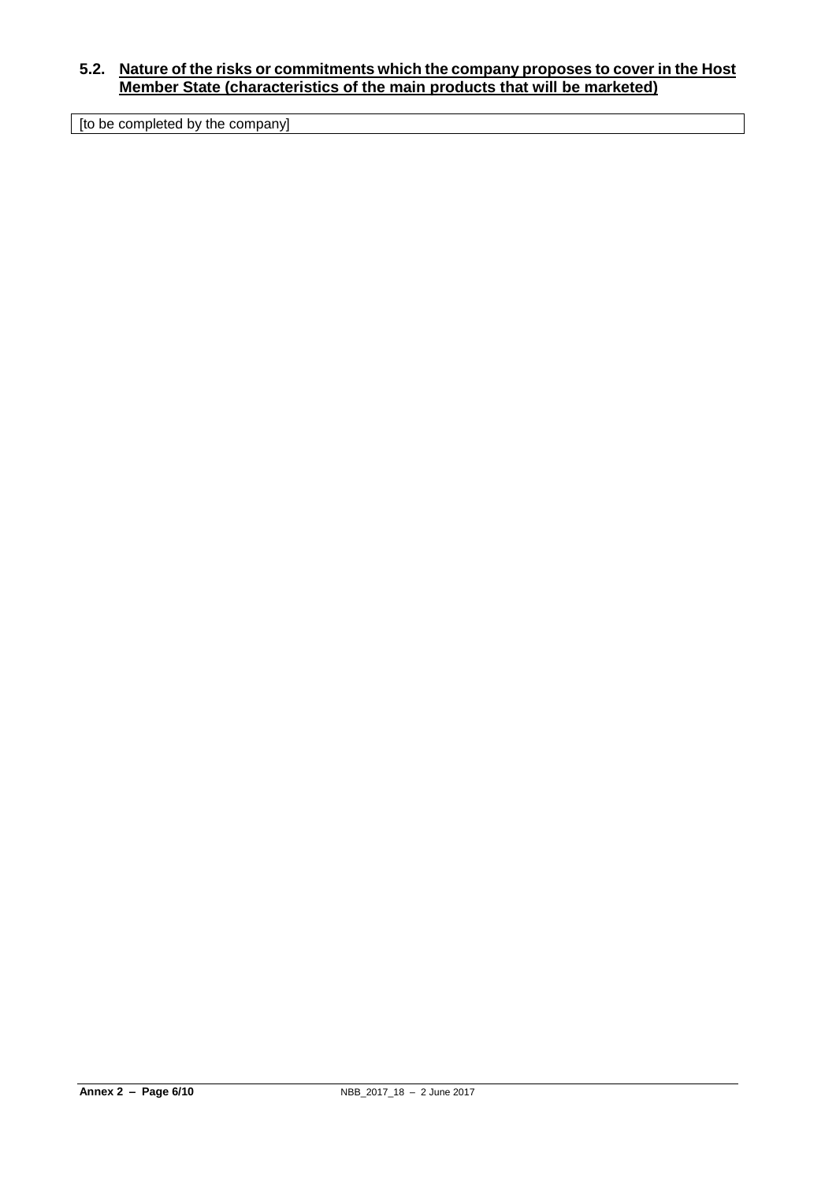### 5.2. Nature of the risks or commitments which the company proposes to cover in the Host Member State (characteristics of the main products that will be marketed)

| [to be completed by the company] |
| --- |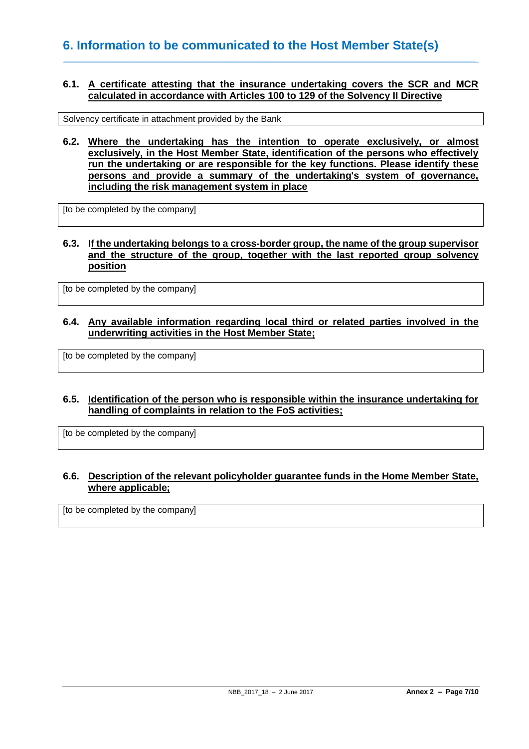# 6. Information to be communicated to the Host Member State(s)

**6.1. A certificate attesting that the insurance undertaking covers the SCR and MCR calculated in accordance with Articles 100 to 129 of the Solvency II Directive**

Solvency certificate in attachment provided by the Bank

**6.2. Where the undertaking has the intention to operate exclusively, or almost exclusively, in the Host Member State, identification of the persons who effectively run the undertaking or are responsible for the key functions. Please identify these persons and provide a summary of the undertaking's system of governance, including the risk management system in place**

[to be completed by the company]

**6.3. If the undertaking belongs to a cross-border group, the name of the group supervisor and the structure of the group, together with the last reported group solvency position**

[to be completed by the company]

**6.4. Any available information regarding local third or related parties involved in the underwriting activities in the Host Member State;**

[to be completed by the company]

**6.5. Identification of the person who is responsible within the insurance undertaking for handling of complaints in relation to the FoS activities;**

[to be completed by the company]

**6.6. Description of the relevant policyholder guarantee funds in the Home Member State, where applicable;**

[to be completed by the company]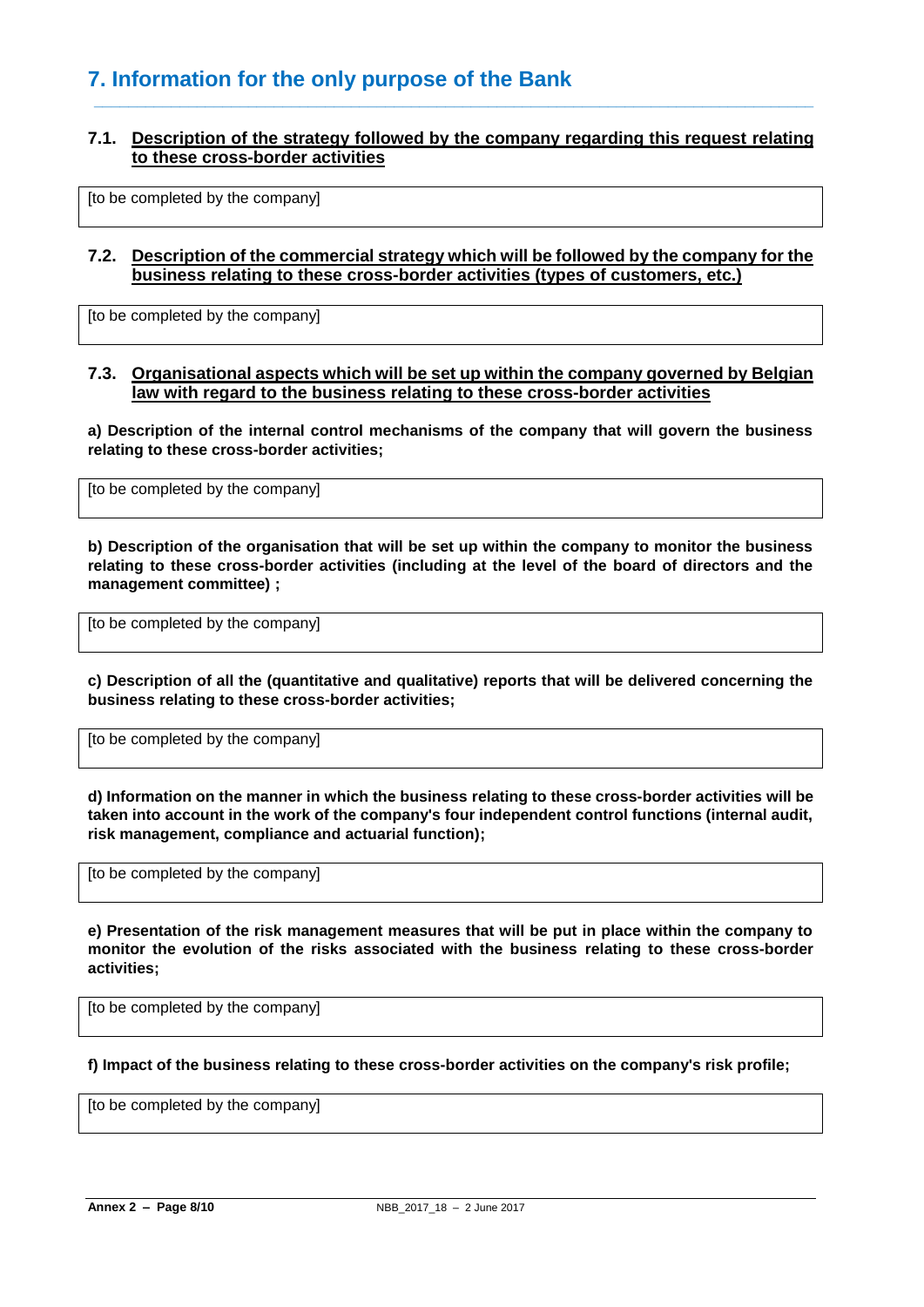## 7. Information for the only purpose of the Bank

### 7.1. Description of the strategy followed by the company regarding this request relating to these cross-border activities

[to be completed by the company]

### 7.2. Description of the commercial strategy which will be followed by the company for the business relating to these cross-border activities (types of customers, etc.)

[to be completed by the company]

### 7.3. Organisational aspects which will be set up within the company governed by Belgian law with regard to the business relating to these cross-border activities

**a) Description of the internal control mechanisms of the company that will govern the business relating to these cross-border activities;**

[to be completed by the company]

**b) Description of the organisation that will be set up within the company to monitor the business relating to these cross-border activities (including at the level of the board of directors and the management committee) ;**

[to be completed by the company]

**c) Description of all the (quantitative and qualitative) reports that will be delivered concerning the business relating to these cross-border activities;**

[to be completed by the company]

**d) Information on the manner in which the business relating to these cross-border activities will be taken into account in the work of the company's four independent control functions (internal audit, risk management, compliance and actuarial function);**

[to be completed by the company]

**e) Presentation of the risk management measures that will be put in place within the company to monitor the evolution of the risks associated with the business relating to these cross-border activities;**

[to be completed by the company]

**f) Impact of the business relating to these cross-border activities on the company's risk profile;**

[to be completed by the company]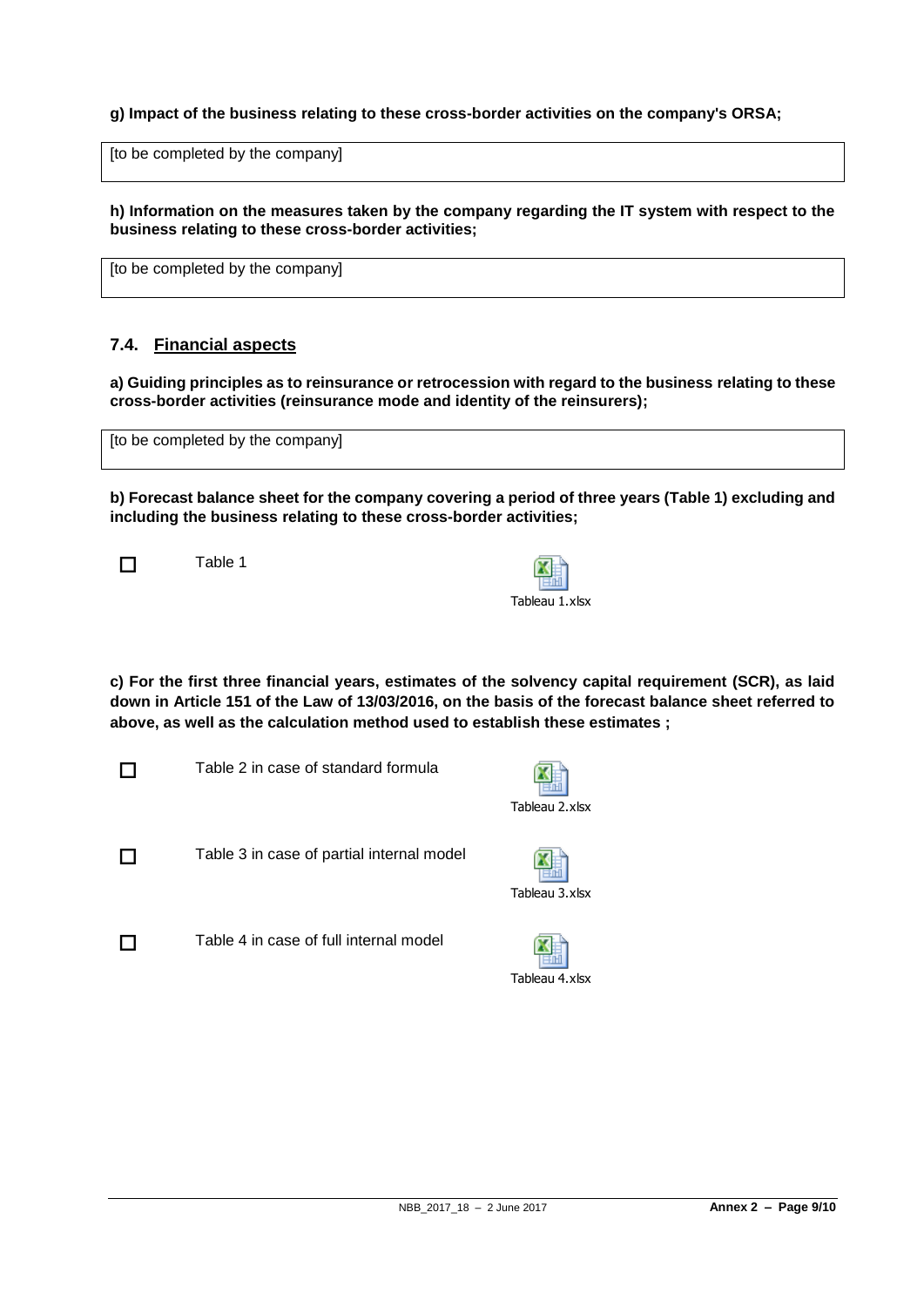**g) Impact of the business relating to these cross-border activities on the company's ORSA;**

| [to be completed by the company] |
|---|

**h) Information on the measures taken by the company regarding the IT system with respect to the business relating to these cross-border activities;**

| [to be completed by the company] |
|---|

### 7.4. Financial aspects

**a) Guiding principles as to reinsurance or retrocession with regard to the business relating to these cross-border activities (reinsurance mode and identity of the reinsurers);**

| [to be completed by the company] |
|---|

**b) Forecast balance sheet for the company covering a period of three years (Table 1) excluding and including the business relating to these cross-border activities;**

☐ Table 1 — Tableau 1.xlsx

**c) For the first three financial years, estimates of the solvency capital requirement (SCR), as laid down in Article 151 of the Law of 13/03/2016, on the basis of the forecast balance sheet referred to above, as well as the calculation method used to establish these estimates ;**

☐ Table 2 in case of standard formula — Tableau 2.xlsx

☐ Table 3 in case of partial internal model — Tableau 3.xlsx

☐ Table 4 in case of full internal model — Tableau 4.xlsx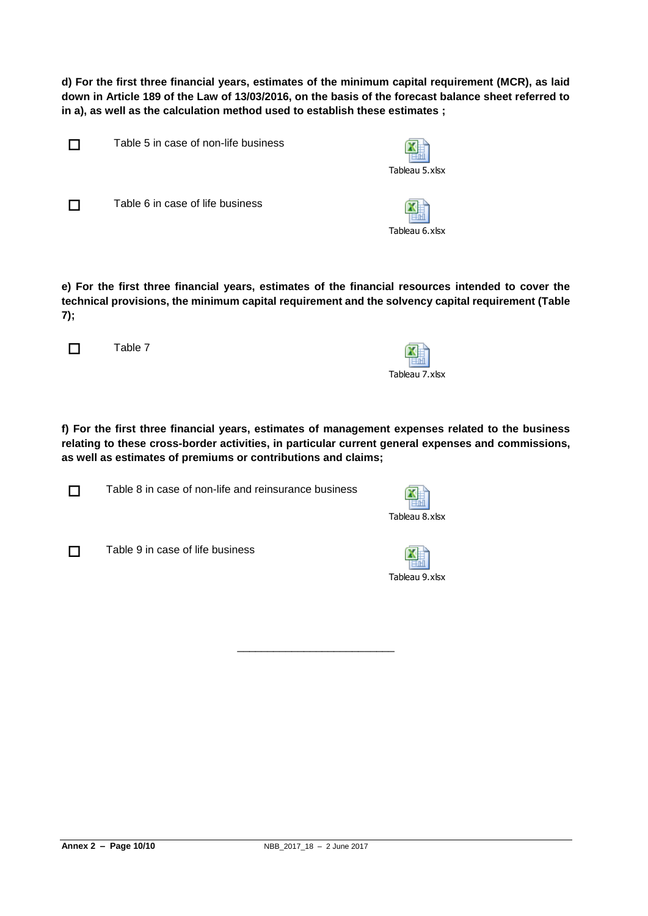**d) For the first three financial years, estimates of the minimum capital requirement (MCR), as laid down in Article 189 of the Law of 13/03/2016, on the basis of the forecast balance sheet referred to in a), as well as the calculation method used to establish these estimates ;**

☐ Table 5 in case of non-life business

Tableau 5.xlsx

☐ Table 6 in case of life business

Tableau 6.xlsx

**e) For the first three financial years, estimates of the financial resources intended to cover the technical provisions, the minimum capital requirement and the solvency capital requirement (Table 7);**

☐ Table 7

Tableau 7.xlsx

**f) For the first three financial years, estimates of management expenses related to the business relating to these cross-border activities, in particular current general expenses and commissions, as well as estimates of premiums or contributions and claims;**

☐ Table 8 in case of non-life and reinsurance business

Tableau 8.xlsx

☐ Table 9 in case of life business

Tableau 9.xlsx

---